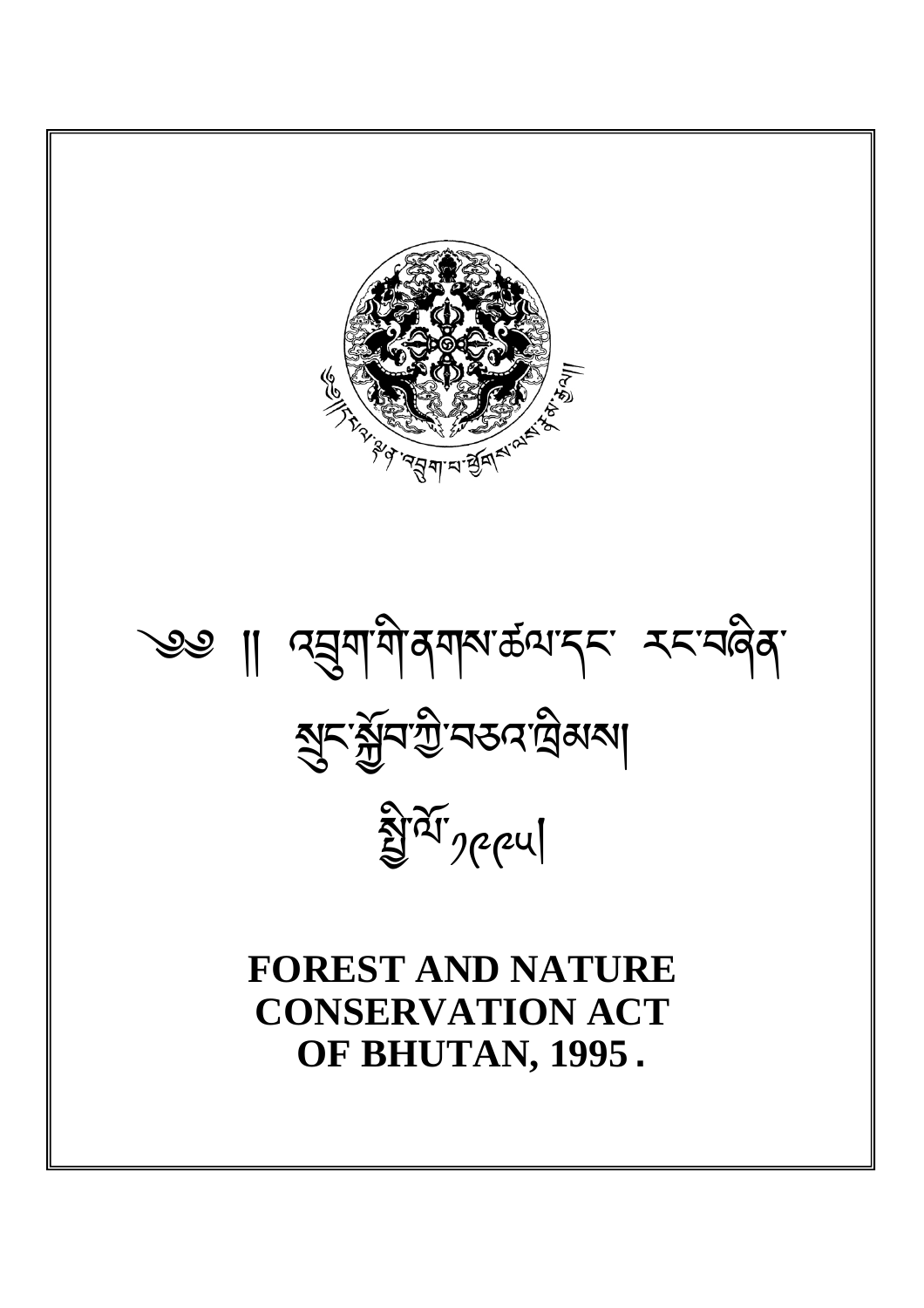༄༅ ། འབྲུག་གི་ནགས་ཚལ་དང་ རང་བཞིན་

སྲུང་སྐྱོབ་ཀྱི་བཅའ་ཁྲིམས།

སྤྱི་ལོ་༡༩༩༥།

**FOREST AND NATURE CONSERVATION ACT OF BHUTAN, 1995.**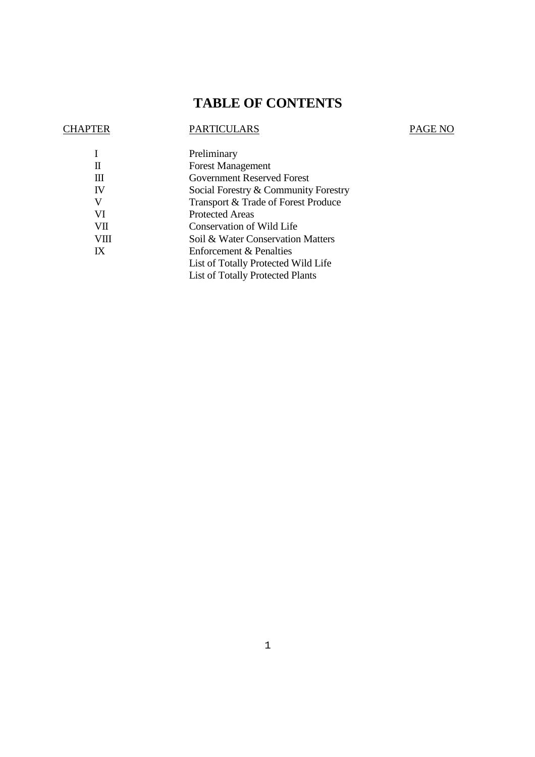# TABLE OF CONTENTS

| CHAPTER | PARTICULARS | PAGE NO |
|---|---|---|
| I | Preliminary | |
| II | Forest Management | |
| III | Government Reserved Forest | |
| IV | Social Forestry & Community Forestry | |
| V | Transport & Trade of Forest Produce | |
| VI | Protected Areas | |
| VII | Conservation of Wild Life | |
| VIII | Soil & Water Conservation Matters | |
| IX | Enforcement & Penalties | |
| | List of Totally Protected Wild Life | |
| | List of Totally Protected Plants | |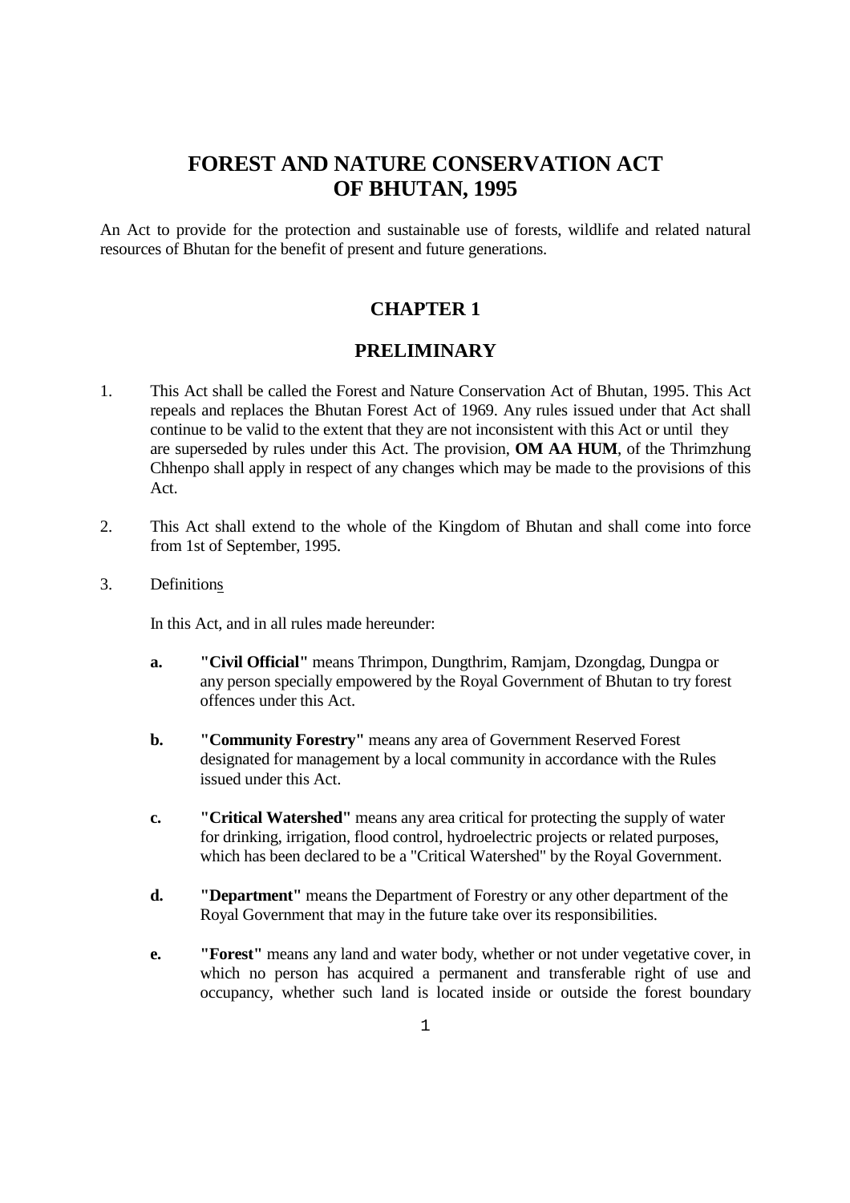# FOREST AND NATURE CONSERVATION ACT OF BHUTAN, 1995

An Act to provide for the protection and sustainable use of forests, wildlife and related natural resources of Bhutan for the benefit of present and future generations.

## CHAPTER 1

## PRELIMINARY

1. This Act shall be called the Forest and Nature Conservation Act of Bhutan, 1995. This Act repeals and replaces the Bhutan Forest Act of 1969. Any rules issued under that Act shall continue to be valid to the extent that they are not inconsistent with this Act or until they are superseded by rules under this Act. The provision, **OM AA HUM**, of the Thrimzhung Chhenpo shall apply in respect of any changes which may be made to the provisions of this Act.

2. This Act shall extend to the whole of the Kingdom of Bhutan and shall come into force from 1st of September, 1995.

3. Definitions

   In this Act, and in all rules made hereunder:

   **a.** **"Civil Official"** means Thrimpon, Dungthrim, Ramjam, Dzongdag, Dungpa or any person specially empowered by the Royal Government of Bhutan to try forest offences under this Act.

   **b.** **"Community Forestry"** means any area of Government Reserved Forest designated for management by a local community in accordance with the Rules issued under this Act.

   **c.** **"Critical Watershed"** means any area critical for protecting the supply of water for drinking, irrigation, flood control, hydroelectric projects or related purposes, which has been declared to be a "Critical Watershed" by the Royal Government.

   **d.** **"Department"** means the Department of Forestry or any other department of the Royal Government that may in the future take over its responsibilities.

   **e.** **"Forest"** means any land and water body, whether or not under vegetative cover, in which no person has acquired a permanent and transferable right of use and occupancy, whether such land is located inside or outside the forest boundary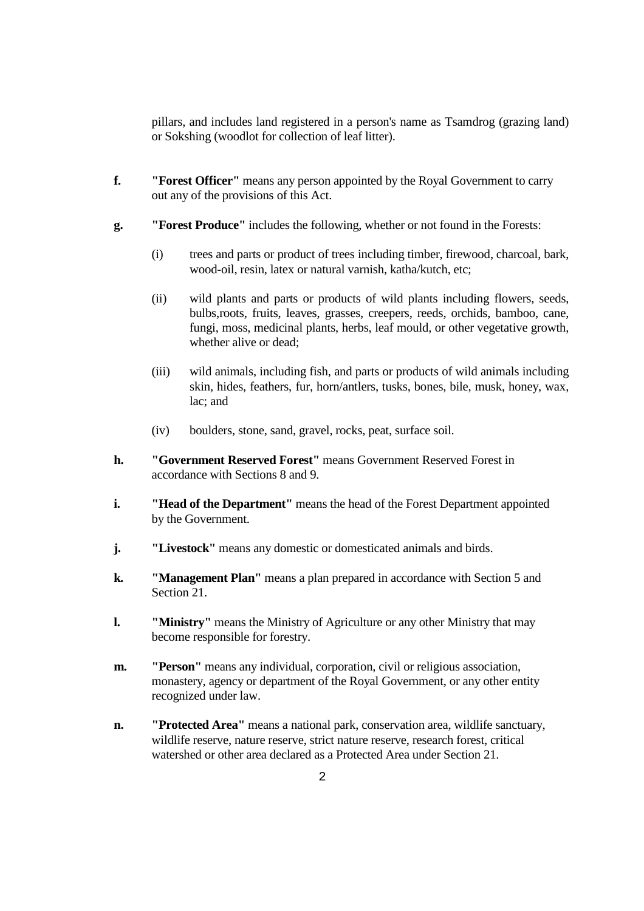pillars, and includes land registered in a person's name as Tsamdrog (grazing land) or Sokshing (woodlot for collection of leaf litter).

**f.** **"Forest Officer"** means any person appointed by the Royal Government to carry out any of the provisions of this Act.

**g.** **"Forest Produce"** includes the following, whether or not found in the Forests:

(i) trees and parts or product of trees including timber, firewood, charcoal, bark, wood-oil, resin, latex or natural varnish, katha/kutch, etc;

(ii) wild plants and parts or products of wild plants including flowers, seeds, bulbs,roots, fruits, leaves, grasses, creepers, reeds, orchids, bamboo, cane, fungi, moss, medicinal plants, herbs, leaf mould, or other vegetative growth, whether alive or dead;

(iii) wild animals, including fish, and parts or products of wild animals including skin, hides, feathers, fur, horn/antlers, tusks, bones, bile, musk, honey, wax, lac; and

(iv) boulders, stone, sand, gravel, rocks, peat, surface soil.

**h.** **"Government Reserved Forest"** means Government Reserved Forest in accordance with Sections 8 and 9.

**i.** **"Head of the Department"** means the head of the Forest Department appointed by the Government.

**j.** **"Livestock"** means any domestic or domesticated animals and birds.

**k.** **"Management Plan"** means a plan prepared in accordance with Section 5 and Section 21.

**l.** **"Ministry"** means the Ministry of Agriculture or any other Ministry that may become responsible for forestry.

**m.** **"Person"** means any individual, corporation, civil or religious association, monastery, agency or department of the Royal Government, or any other entity recognized under law.

**n.** **"Protected Area"** means a national park, conservation area, wildlife sanctuary, wildlife reserve, nature reserve, strict nature reserve, research forest, critical watershed or other area declared as a Protected Area under Section 21.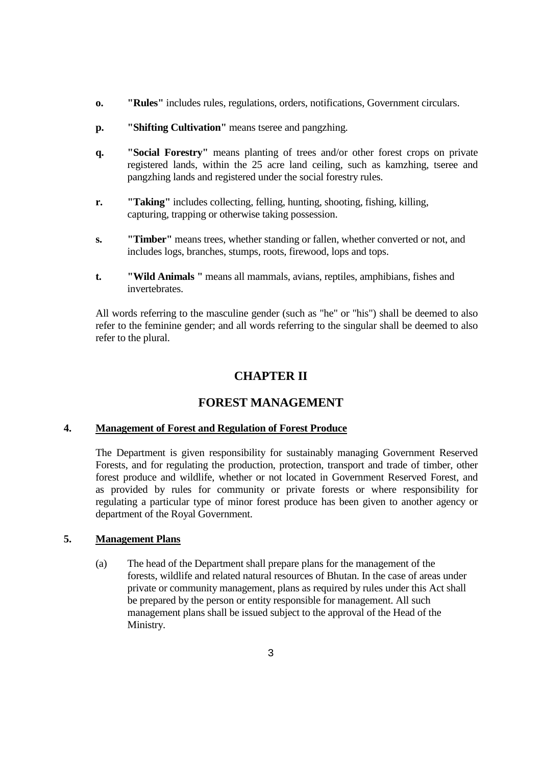**o.** **"Rules"** includes rules, regulations, orders, notifications, Government circulars.

**p.** **"Shifting Cultivation"** means tseree and pangzhing.

**q.** **"Social Forestry"** means planting of trees and/or other forest crops on private registered lands, within the 25 acre land ceiling, such as kamzhing, tseree and pangzhing lands and registered under the social forestry rules.

**r.** **"Taking"** includes collecting, felling, hunting, shooting, fishing, killing, capturing, trapping or otherwise taking possession.

**s.** **"Timber"** means trees, whether standing or fallen, whether converted or not, and includes logs, branches, stumps, roots, firewood, lops and tops.

**t.** **"Wild Animals "** means all mammals, avians, reptiles, amphibians, fishes and invertebrates.

All words referring to the masculine gender (such as "he" or "his") shall be deemed to also refer to the feminine gender; and all words referring to the singular shall be deemed to also refer to the plural.

## CHAPTER II

## FOREST MANAGEMENT

### 4. Management of Forest and Regulation of Forest Produce

The Department is given responsibility for sustainably managing Government Reserved Forests, and for regulating the production, protection, transport and trade of timber, other forest produce and wildlife, whether or not located in Government Reserved Forest, and as provided by rules for community or private forests or where responsibility for regulating a particular type of minor forest produce has been given to another agency or department of the Royal Government.

### 5. Management Plans

(a) The head of the Department shall prepare plans for the management of the forests, wildlife and related natural resources of Bhutan. In the case of areas under private or community management, plans as required by rules under this Act shall be prepared by the person or entity responsible for management. All such management plans shall be issued subject to the approval of the Head of the Ministry.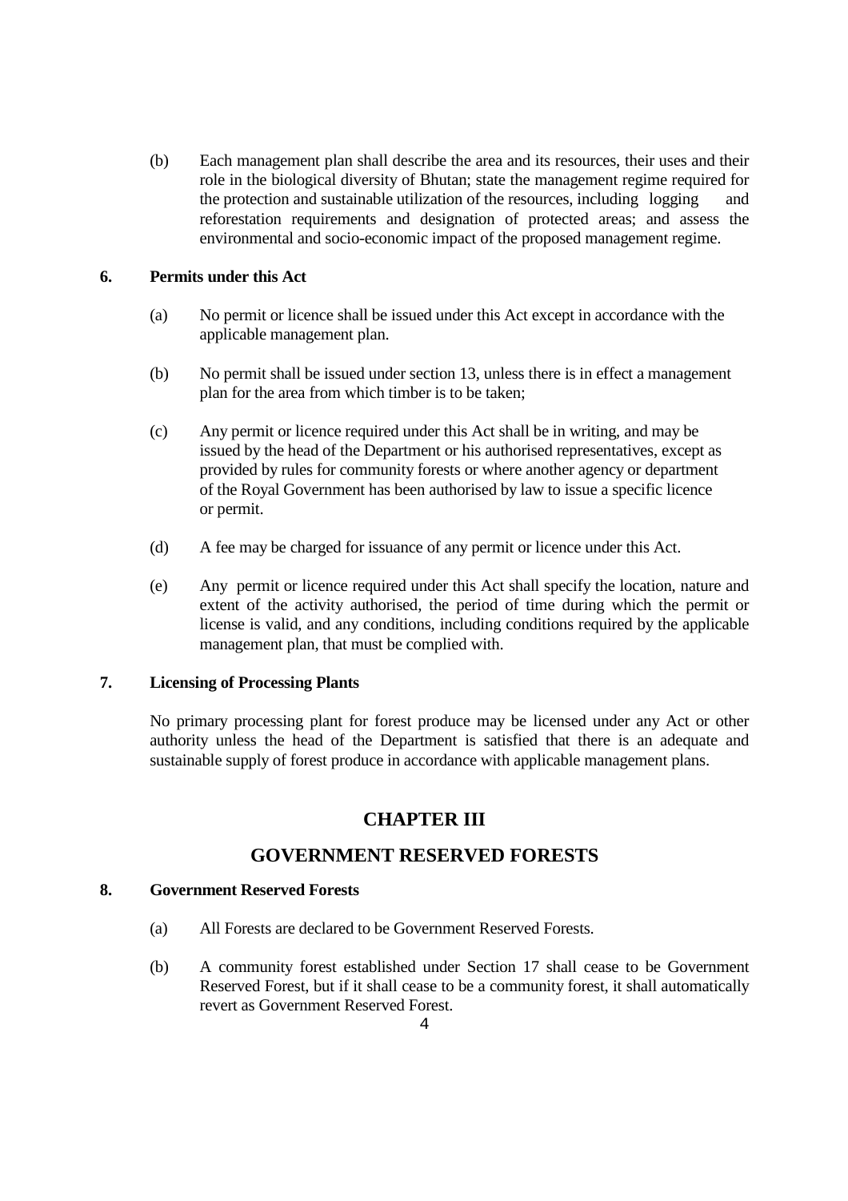(b) Each management plan shall describe the area and its resources, their uses and their role in the biological diversity of Bhutan; state the management regime required for the protection and sustainable utilization of the resources, including logging and reforestation requirements and designation of protected areas; and assess the environmental and socio-economic impact of the proposed management regime.

**6. Permits under this Act**

(a) No permit or licence shall be issued under this Act except in accordance with the applicable management plan.

(b) No permit shall be issued under section 13, unless there is in effect a management plan for the area from which timber is to be taken;

(c) Any permit or licence required under this Act shall be in writing, and may be issued by the head of the Department or his authorised representatives, except as provided by rules for community forests or where another agency or department of the Royal Government has been authorised by law to issue a specific licence or permit.

(d) A fee may be charged for issuance of any permit or licence under this Act.

(e) Any permit or licence required under this Act shall specify the location, nature and extent of the activity authorised, the period of time during which the permit or license is valid, and any conditions, including conditions required by the applicable management plan, that must be complied with.

**7. Licensing of Processing Plants**

No primary processing plant for forest produce may be licensed under any Act or other authority unless the head of the Department is satisfied that there is an adequate and sustainable supply of forest produce in accordance with applicable management plans.

## CHAPTER III

## GOVERNMENT RESERVED FORESTS

**8. Government Reserved Forests**

(a) All Forests are declared to be Government Reserved Forests.

(b) A community forest established under Section 17 shall cease to be Government Reserved Forest, but if it shall cease to be a community forest, it shall automatically revert as Government Reserved Forest.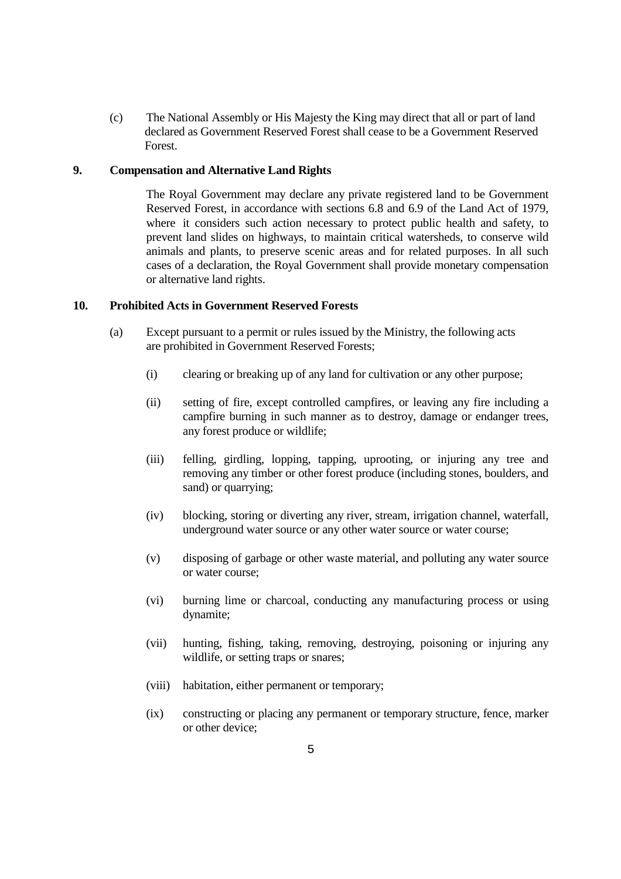(c) The National Assembly or His Majesty the King may direct that all or part of land declared as Government Reserved Forest shall cease to be a Government Reserved Forest.

## 9. Compensation and Alternative Land Rights

The Royal Government may declare any private registered land to be Government Reserved Forest, in accordance with sections 6.8 and 6.9 of the Land Act of 1979, where it considers such action necessary to protect public health and safety, to prevent land slides on highways, to maintain critical watersheds, to conserve wild animals and plants, to preserve scenic areas and for related purposes. In all such cases of a declaration, the Royal Government shall provide monetary compensation or alternative land rights.

## 10. Prohibited Acts in Government Reserved Forests

(a) Except pursuant to a permit or rules issued by the Ministry, the following acts are prohibited in Government Reserved Forests;

(i) clearing or breaking up of any land for cultivation or any other purpose;

(ii) setting of fire, except controlled campfires, or leaving any fire including a campfire burning in such manner as to destroy, damage or endanger trees, any forest produce or wildlife;

(iii) felling, girdling, lopping, tapping, uprooting, or injuring any tree and removing any timber or other forest produce (including stones, boulders, and sand) or quarrying;

(iv) blocking, storing or diverting any river, stream, irrigation channel, waterfall, underground water source or any other water source or water course;

(v) disposing of garbage or other waste material, and polluting any water source or water course;

(vi) burning lime or charcoal, conducting any manufacturing process or using dynamite;

(vii) hunting, fishing, taking, removing, destroying, poisoning or injuring any wildlife, or setting traps or snares;

(viii) habitation, either permanent or temporary;

(ix) constructing or placing any permanent or temporary structure, fence, marker or other device;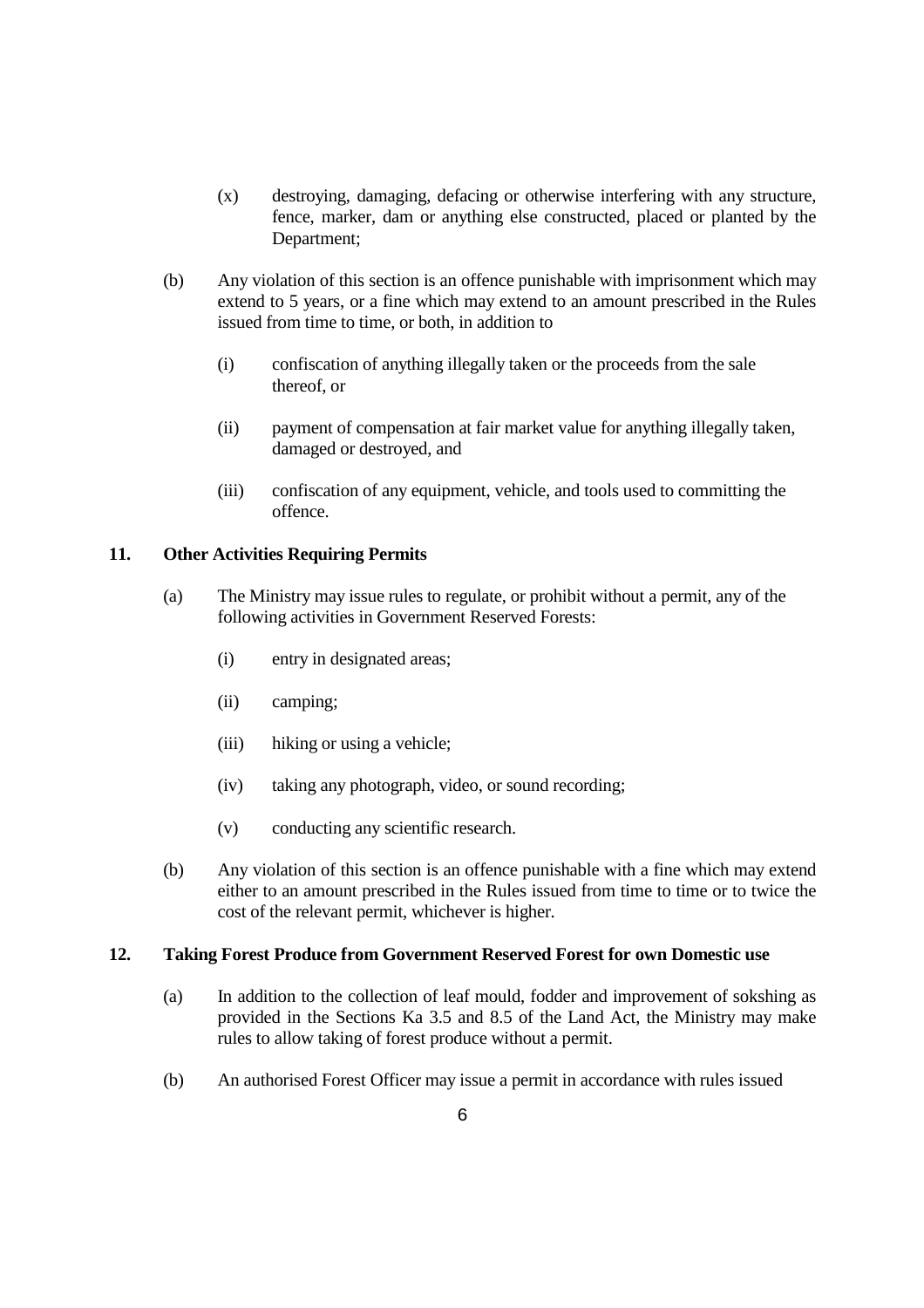(x) destroying, damaging, defacing or otherwise interfering with any structure, fence, marker, dam or anything else constructed, placed or planted by the Department;

(b) Any violation of this section is an offence punishable with imprisonment which may extend to 5 years, or a fine which may extend to an amount prescribed in the Rules issued from time to time, or both, in addition to

(i) confiscation of anything illegally taken or the proceeds from the sale thereof, or

(ii) payment of compensation at fair market value for anything illegally taken, damaged or destroyed, and

(iii) confiscation of any equipment, vehicle, and tools used to committing the offence.

**11. Other Activities Requiring Permits**

(a) The Ministry may issue rules to regulate, or prohibit without a permit, any of the following activities in Government Reserved Forests:

(i) entry in designated areas;

(ii) camping;

(iii) hiking or using a vehicle;

(iv) taking any photograph, video, or sound recording;

(v) conducting any scientific research.

(b) Any violation of this section is an offence punishable with a fine which may extend either to an amount prescribed in the Rules issued from time to time or to twice the cost of the relevant permit, whichever is higher.

**12. Taking Forest Produce from Government Reserved Forest for own Domestic use**

(a) In addition to the collection of leaf mould, fodder and improvement of sokshing as provided in the Sections Ka 3.5 and 8.5 of the Land Act, the Ministry may make rules to allow taking of forest produce without a permit.

(b) An authorised Forest Officer may issue a permit in accordance with rules issued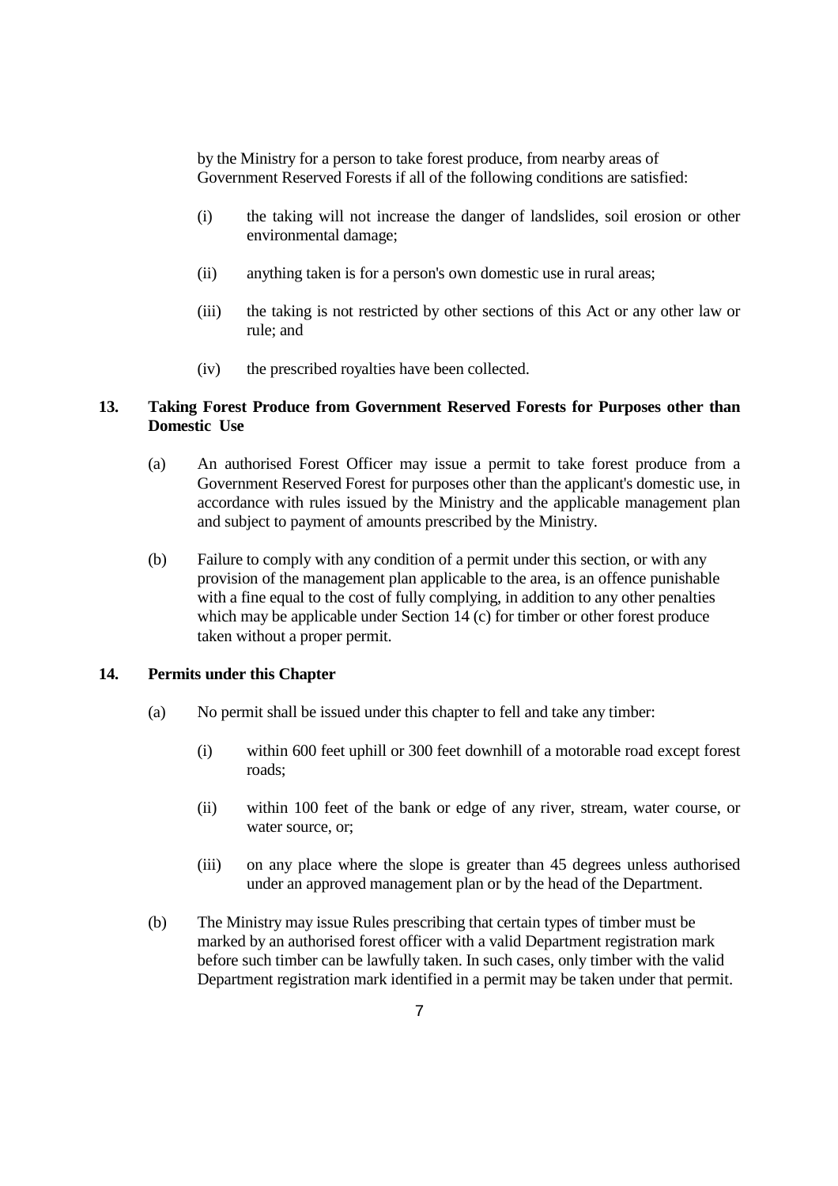by the Ministry for a person to take forest produce, from nearby areas of Government Reserved Forests if all of the following conditions are satisfied:

(i) the taking will not increase the danger of landslides, soil erosion or other environmental damage;

(ii) anything taken is for a person's own domestic use in rural areas;

(iii) the taking is not restricted by other sections of this Act or any other law or rule; and

(iv) the prescribed royalties have been collected.

### 13. Taking Forest Produce from Government Reserved Forests for Purposes other than Domestic Use

(a) An authorised Forest Officer may issue a permit to take forest produce from a Government Reserved Forest for purposes other than the applicant's domestic use, in accordance with rules issued by the Ministry and the applicable management plan and subject to payment of amounts prescribed by the Ministry.

(b) Failure to comply with any condition of a permit under this section, or with any provision of the management plan applicable to the area, is an offence punishable with a fine equal to the cost of fully complying, in addition to any other penalties which may be applicable under Section 14 (c) for timber or other forest produce taken without a proper permit.

### 14. Permits under this Chapter

(a) No permit shall be issued under this chapter to fell and take any timber:

(i) within 600 feet uphill or 300 feet downhill of a motorable road except forest roads;

(ii) within 100 feet of the bank or edge of any river, stream, water course, or water source, or;

(iii) on any place where the slope is greater than 45 degrees unless authorised under an approved management plan or by the head of the Department.

(b) The Ministry may issue Rules prescribing that certain types of timber must be marked by an authorised forest officer with a valid Department registration mark before such timber can be lawfully taken. In such cases, only timber with the valid Department registration mark identified in a permit may be taken under that permit.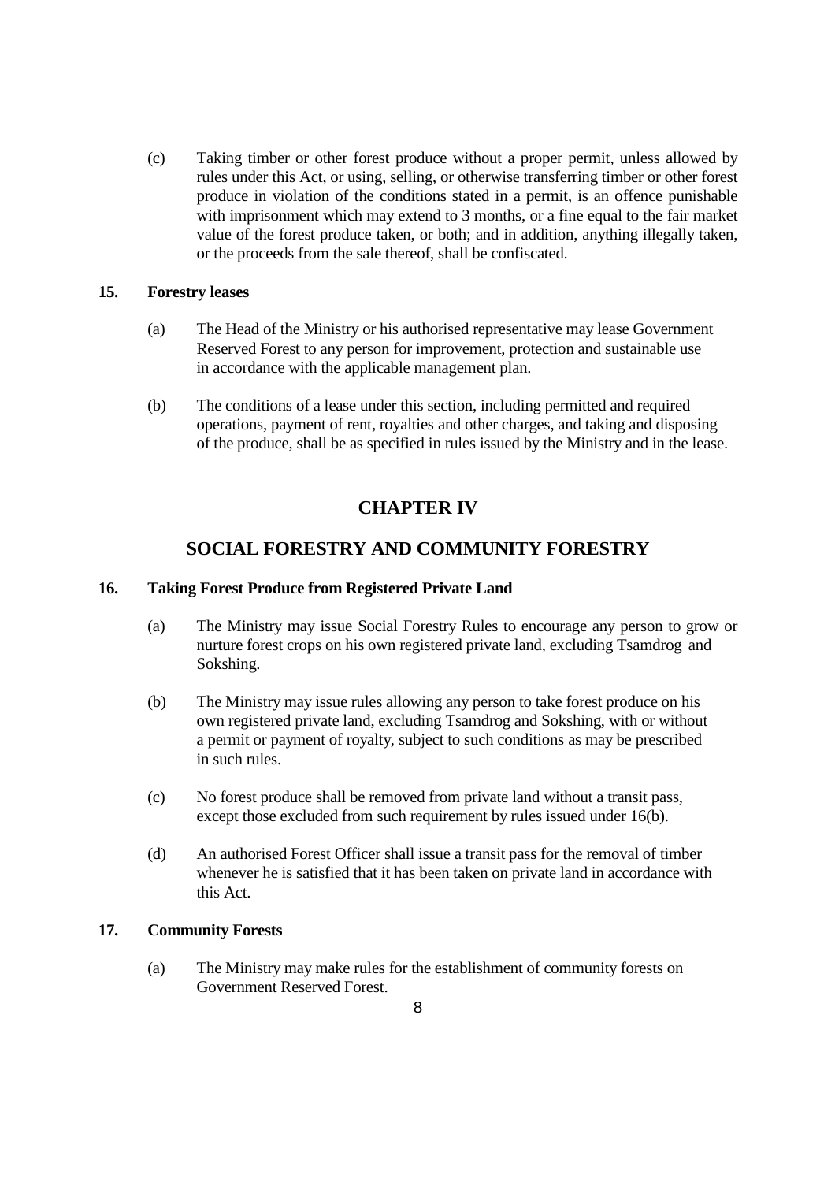(c) Taking timber or other forest produce without a proper permit, unless allowed by rules under this Act, or using, selling, or otherwise transferring timber or other forest produce in violation of the conditions stated in a permit, is an offence punishable with imprisonment which may extend to 3 months, or a fine equal to the fair market value of the forest produce taken, or both; and in addition, anything illegally taken, or the proceeds from the sale thereof, shall be confiscated.

**15. Forestry leases**

(a) The Head of the Ministry or his authorised representative may lease Government Reserved Forest to any person for improvement, protection and sustainable use in accordance with the applicable management plan.

(b) The conditions of a lease under this section, including permitted and required operations, payment of rent, royalties and other charges, and taking and disposing of the produce, shall be as specified in rules issued by the Ministry and in the lease.

## CHAPTER IV

## SOCIAL FORESTRY AND COMMUNITY FORESTRY

**16. Taking Forest Produce from Registered Private Land**

(a) The Ministry may issue Social Forestry Rules to encourage any person to grow or nurture forest crops on his own registered private land, excluding Tsamdrog and Sokshing.

(b) The Ministry may issue rules allowing any person to take forest produce on his own registered private land, excluding Tsamdrog and Sokshing, with or without a permit or payment of royalty, subject to such conditions as may be prescribed in such rules.

(c) No forest produce shall be removed from private land without a transit pass, except those excluded from such requirement by rules issued under 16(b).

(d) An authorised Forest Officer shall issue a transit pass for the removal of timber whenever he is satisfied that it has been taken on private land in accordance with this Act.

**17. Community Forests**

(a) The Ministry may make rules for the establishment of community forests on Government Reserved Forest.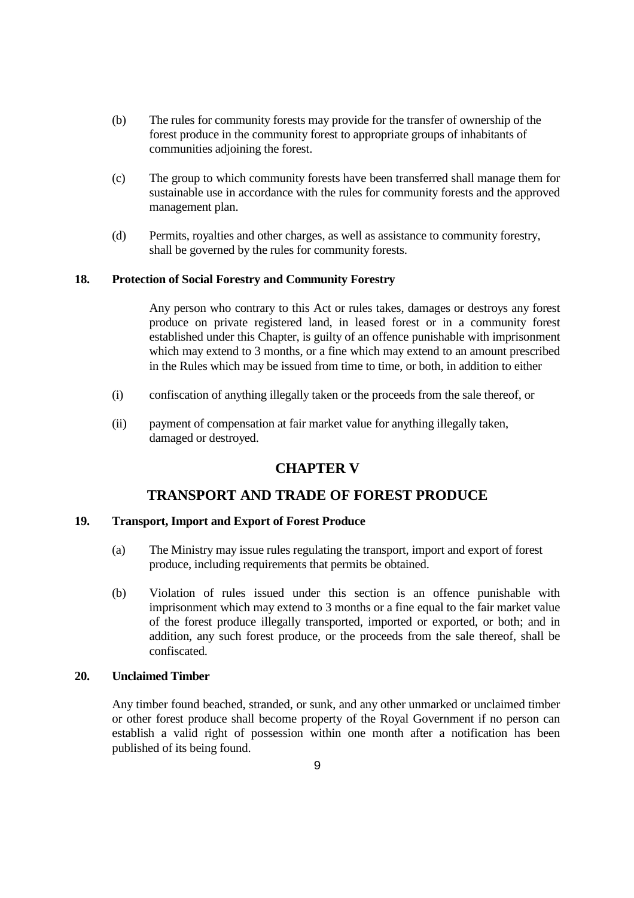(b) The rules for community forests may provide for the transfer of ownership of the forest produce in the community forest to appropriate groups of inhabitants of communities adjoining the forest.

(c) The group to which community forests have been transferred shall manage them for sustainable use in accordance with the rules for community forests and the approved management plan.

(d) Permits, royalties and other charges, as well as assistance to community forestry, shall be governed by the rules for community forests.

**18. Protection of Social Forestry and Community Forestry**

Any person who contrary to this Act or rules takes, damages or destroys any forest produce on private registered land, in leased forest or in a community forest established under this Chapter, is guilty of an offence punishable with imprisonment which may extend to 3 months, or a fine which may extend to an amount prescribed in the Rules which may be issued from time to time, or both, in addition to either

(i) confiscation of anything illegally taken or the proceeds from the sale thereof, or

(ii) payment of compensation at fair market value for anything illegally taken, damaged or destroyed.

## CHAPTER V

## TRANSPORT AND TRADE OF FOREST PRODUCE

**19. Transport, Import and Export of Forest Produce**

(a) The Ministry may issue rules regulating the transport, import and export of forest produce, including requirements that permits be obtained.

(b) Violation of rules issued under this section is an offence punishable with imprisonment which may extend to 3 months or a fine equal to the fair market value of the forest produce illegally transported, imported or exported, or both; and in addition, any such forest produce, or the proceeds from the sale thereof, shall be confiscated.

**20. Unclaimed Timber**

Any timber found beached, stranded, or sunk, and any other unmarked or unclaimed timber or other forest produce shall become property of the Royal Government if no person can establish a valid right of possession within one month after a notification has been published of its being found.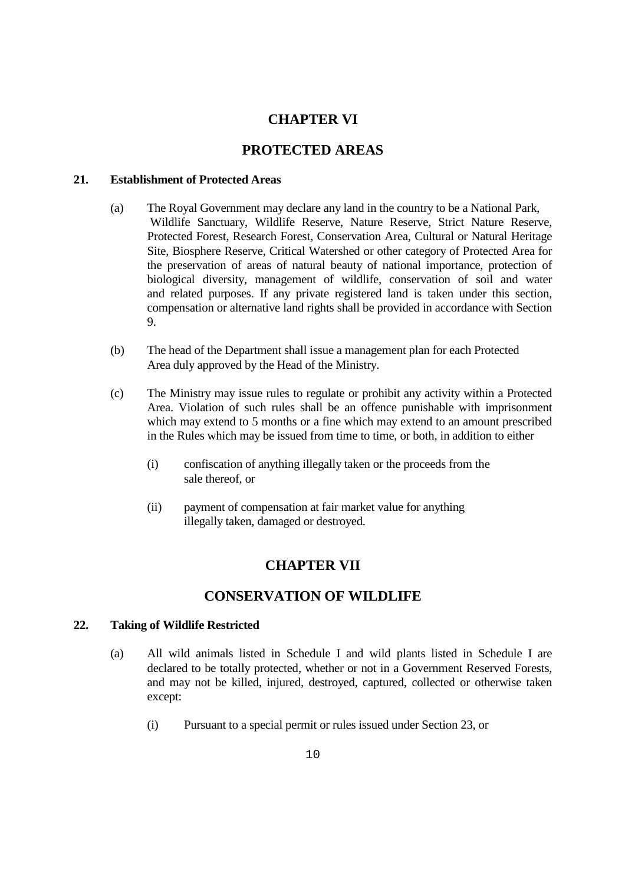# CHAPTER VI

# PROTECTED AREAS

### 21. Establishment of Protected Areas

(a) The Royal Government may declare any land in the country to be a National Park, Wildlife Sanctuary, Wildlife Reserve, Nature Reserve, Strict Nature Reserve, Protected Forest, Research Forest, Conservation Area, Cultural or Natural Heritage Site, Biosphere Reserve, Critical Watershed or other category of Protected Area for the preservation of areas of natural beauty of national importance, protection of biological diversity, management of wildlife, conservation of soil and water and related purposes. If any private registered land is taken under this section, compensation or alternative land rights shall be provided in accordance with Section 9.

(b) The head of the Department shall issue a management plan for each Protected Area duly approved by the Head of the Ministry.

(c) The Ministry may issue rules to regulate or prohibit any activity within a Protected Area. Violation of such rules shall be an offence punishable with imprisonment which may extend to 5 months or a fine which may extend to an amount prescribed in the Rules which may be issued from time to time, or both, in addition to either

   (i) confiscation of anything illegally taken or the proceeds from the sale thereof, or

   (ii) payment of compensation at fair market value for anything illegally taken, damaged or destroyed.

# CHAPTER VII

# CONSERVATION OF WILDLIFE

### 22. Taking of Wildlife Restricted

(a) All wild animals listed in Schedule I and wild plants listed in Schedule I are declared to be totally protected, whether or not in a Government Reserved Forests, and may not be killed, injured, destroyed, captured, collected or otherwise taken except:

   (i) Pursuant to a special permit or rules issued under Section 23, or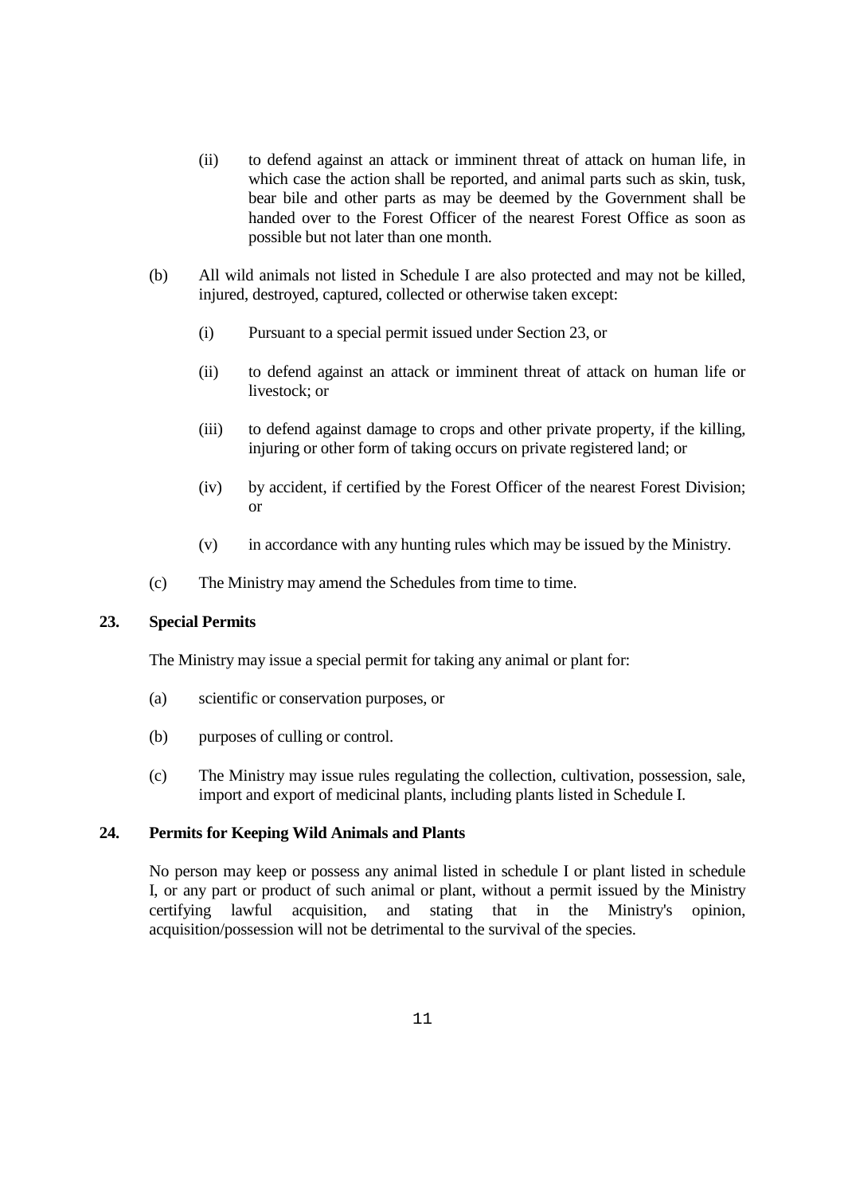(ii) to defend against an attack or imminent threat of attack on human life, in which case the action shall be reported, and animal parts such as skin, tusk, bear bile and other parts as may be deemed by the Government shall be handed over to the Forest Officer of the nearest Forest Office as soon as possible but not later than one month.

(b) All wild animals not listed in Schedule I are also protected and may not be killed, injured, destroyed, captured, collected or otherwise taken except:

(i) Pursuant to a special permit issued under Section 23, or

(ii) to defend against an attack or imminent threat of attack on human life or livestock; or

(iii) to defend against damage to crops and other private property, if the killing, injuring or other form of taking occurs on private registered land; or

(iv) by accident, if certified by the Forest Officer of the nearest Forest Division; or

(v) in accordance with any hunting rules which may be issued by the Ministry.

(c) The Ministry may amend the Schedules from time to time.

### 23. Special Permits

The Ministry may issue a special permit for taking any animal or plant for:

(a) scientific or conservation purposes, or

(b) purposes of culling or control.

(c) The Ministry may issue rules regulating the collection, cultivation, possession, sale, import and export of medicinal plants, including plants listed in Schedule I.

### 24. Permits for Keeping Wild Animals and Plants

No person may keep or possess any animal listed in schedule I or plant listed in schedule I, or any part or product of such animal or plant, without a permit issued by the Ministry certifying lawful acquisition, and stating that in the Ministry's opinion, acquisition/possession will not be detrimental to the survival of the species.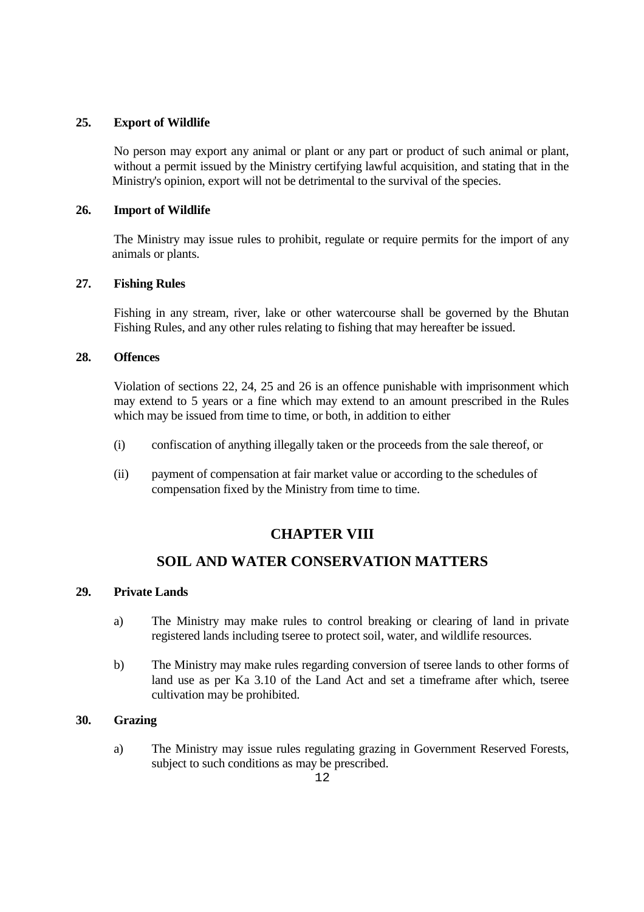**25. Export of Wildlife**

No person may export any animal or plant or any part or product of such animal or plant, without a permit issued by the Ministry certifying lawful acquisition, and stating that in the Ministry's opinion, export will not be detrimental to the survival of the species.

**26. Import of Wildlife**

The Ministry may issue rules to prohibit, regulate or require permits for the import of any animals or plants.

**27. Fishing Rules**

Fishing in any stream, river, lake or other watercourse shall be governed by the Bhutan Fishing Rules, and any other rules relating to fishing that may hereafter be issued.

**28. Offences**

Violation of sections 22, 24, 25 and 26 is an offence punishable with imprisonment which may extend to 5 years or a fine which may extend to an amount prescribed in the Rules which may be issued from time to time, or both, in addition to either

(i) confiscation of anything illegally taken or the proceeds from the sale thereof, or

(ii) payment of compensation at fair market value or according to the schedules of compensation fixed by the Ministry from time to time.

## CHAPTER VIII

## SOIL AND WATER CONSERVATION MATTERS

**29. Private Lands**

a) The Ministry may make rules to control breaking or clearing of land in private registered lands including tseree to protect soil, water, and wildlife resources.

b) The Ministry may make rules regarding conversion of tseree lands to other forms of land use as per Ka 3.10 of the Land Act and set a timeframe after which, tseree cultivation may be prohibited.

**30. Grazing**

a) The Ministry may issue rules regulating grazing in Government Reserved Forests, subject to such conditions as may be prescribed.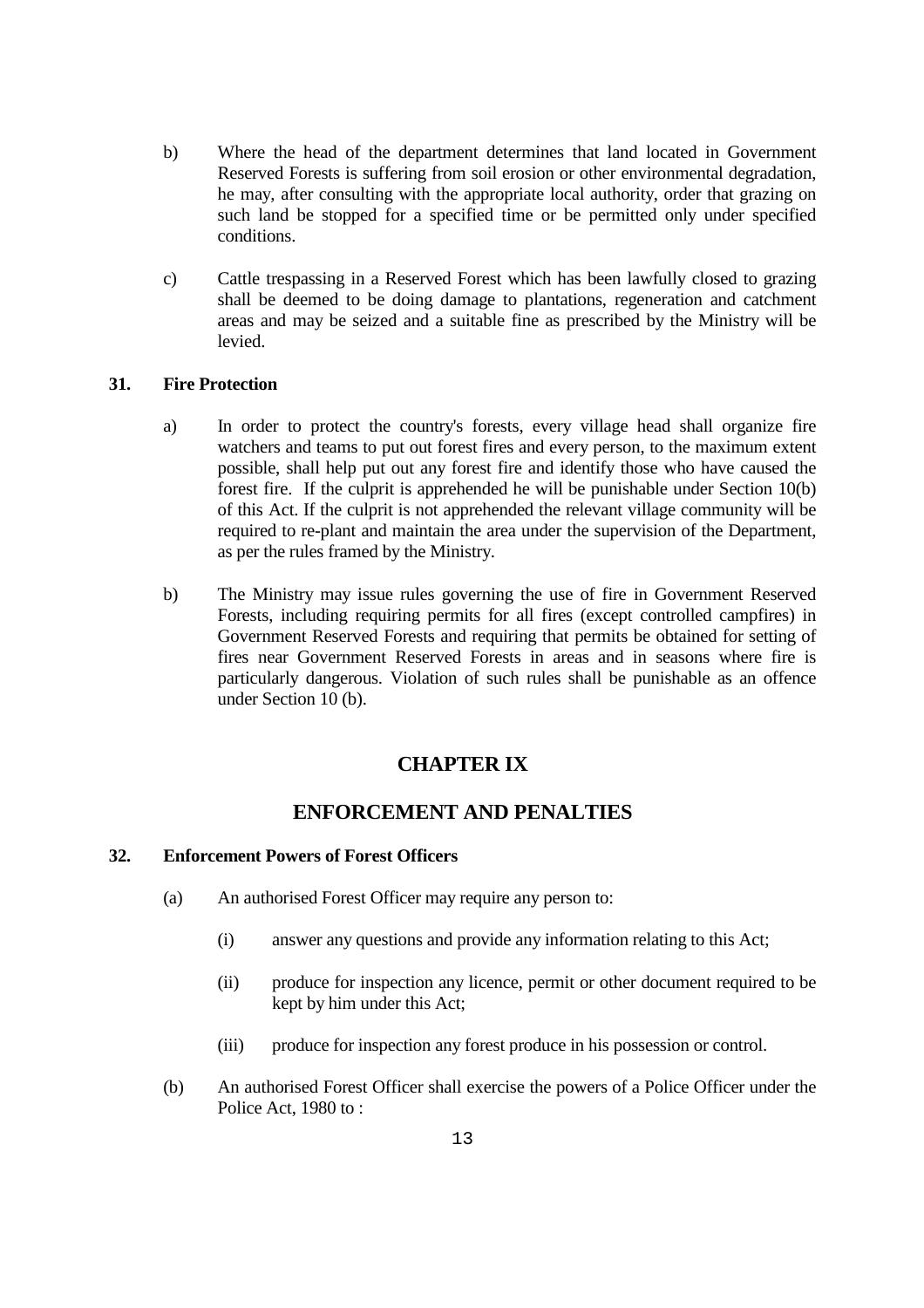b) Where the head of the department determines that land located in Government Reserved Forests is suffering from soil erosion or other environmental degradation, he may, after consulting with the appropriate local authority, order that grazing on such land be stopped for a specified time or be permitted only under specified conditions.

c) Cattle trespassing in a Reserved Forest which has been lawfully closed to grazing shall be deemed to be doing damage to plantations, regeneration and catchment areas and may be seized and a suitable fine as prescribed by the Ministry will be levied.

**31. Fire Protection**

a) In order to protect the country's forests, every village head shall organize fire watchers and teams to put out forest fires and every person, to the maximum extent possible, shall help put out any forest fire and identify those who have caused the forest fire. If the culprit is apprehended he will be punishable under Section 10(b) of this Act. If the culprit is not apprehended the relevant village community will be required to re-plant and maintain the area under the supervision of the Department, as per the rules framed by the Ministry.

b) The Ministry may issue rules governing the use of fire in Government Reserved Forests, including requiring permits for all fires (except controlled campfires) in Government Reserved Forests and requiring that permits be obtained for setting of fires near Government Reserved Forests in areas and in seasons where fire is particularly dangerous. Violation of such rules shall be punishable as an offence under Section 10 (b).

## CHAPTER IX

## ENFORCEMENT AND PENALTIES

**32. Enforcement Powers of Forest Officers**

(a) An authorised Forest Officer may require any person to:

(i) answer any questions and provide any information relating to this Act;

(ii) produce for inspection any licence, permit or other document required to be kept by him under this Act;

(iii) produce for inspection any forest produce in his possession or control.

(b) An authorised Forest Officer shall exercise the powers of a Police Officer under the Police Act, 1980 to :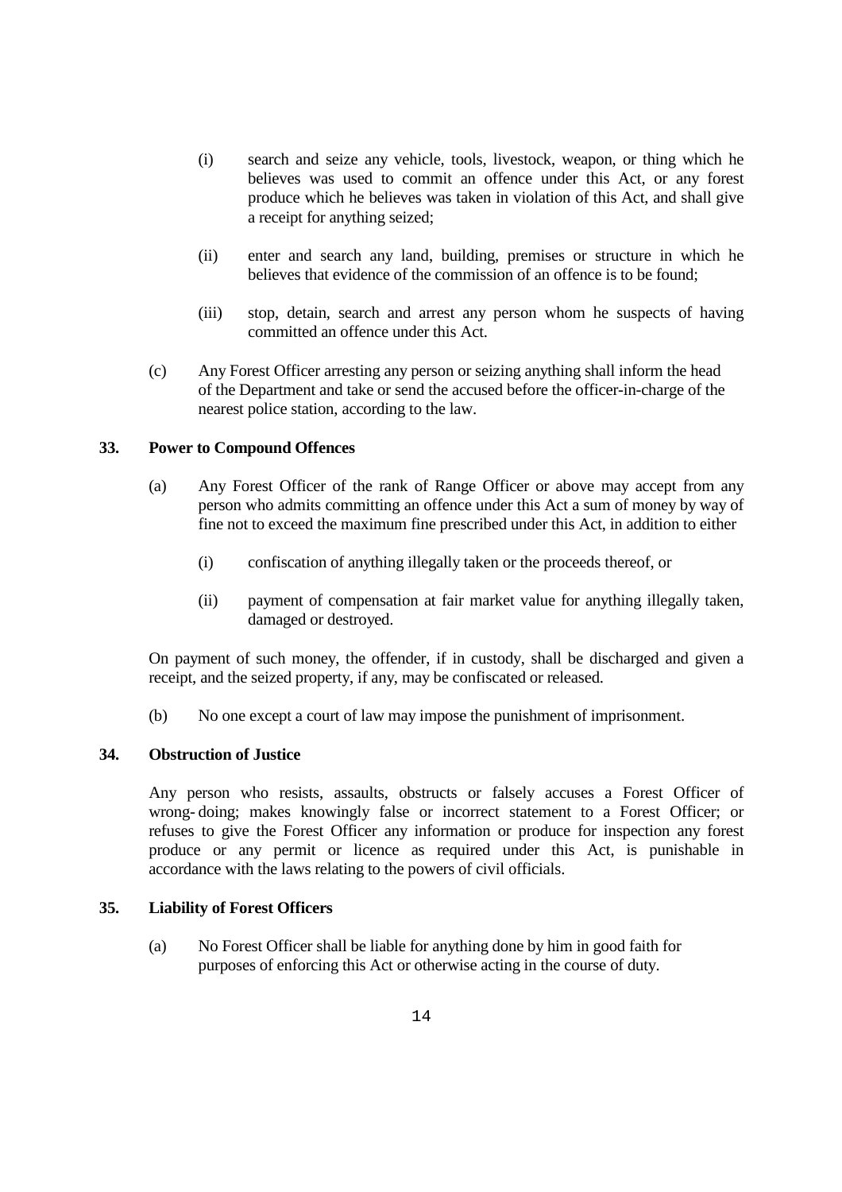(i) search and seize any vehicle, tools, livestock, weapon, or thing which he believes was used to commit an offence under this Act, or any forest produce which he believes was taken in violation of this Act, and shall give a receipt for anything seized;

(ii) enter and search any land, building, premises or structure in which he believes that evidence of the commission of an offence is to be found;

(iii) stop, detain, search and arrest any person whom he suspects of having committed an offence under this Act.

(c) Any Forest Officer arresting any person or seizing anything shall inform the head of the Department and take or send the accused before the officer-in-charge of the nearest police station, according to the law.

### 33. Power to Compound Offences

(a) Any Forest Officer of the rank of Range Officer or above may accept from any person who admits committing an offence under this Act a sum of money by way of fine not to exceed the maximum fine prescribed under this Act, in addition to either

(i) confiscation of anything illegally taken or the proceeds thereof, or

(ii) payment of compensation at fair market value for anything illegally taken, damaged or destroyed.

On payment of such money, the offender, if in custody, shall be discharged and given a receipt, and the seized property, if any, may be confiscated or released.

(b) No one except a court of law may impose the punishment of imprisonment.

### 34. Obstruction of Justice

Any person who resists, assaults, obstructs or falsely accuses a Forest Officer of wrong-doing; makes knowingly false or incorrect statement to a Forest Officer; or refuses to give the Forest Officer any information or produce for inspection any forest produce or any permit or licence as required under this Act, is punishable in accordance with the laws relating to the powers of civil officials.

### 35. Liability of Forest Officers

(a) No Forest Officer shall be liable for anything done by him in good faith for purposes of enforcing this Act or otherwise acting in the course of duty.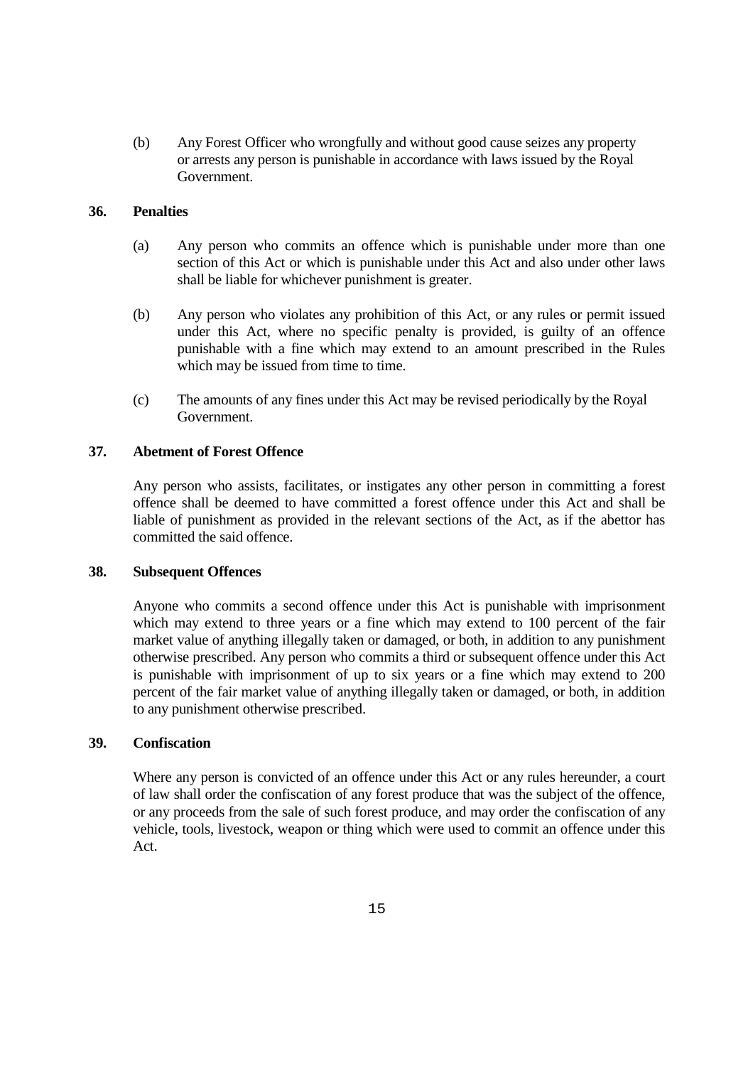(b) Any Forest Officer who wrongfully and without good cause seizes any property or arrests any person is punishable in accordance with laws issued by the Royal Government.

### 36. Penalties

(a) Any person who commits an offence which is punishable under more than one section of this Act or which is punishable under this Act and also under other laws shall be liable for whichever punishment is greater.

(b) Any person who violates any prohibition of this Act, or any rules or permit issued under this Act, where no specific penalty is provided, is guilty of an offence punishable with a fine which may extend to an amount prescribed in the Rules which may be issued from time to time.

(c) The amounts of any fines under this Act may be revised periodically by the Royal Government.

### 37. Abetment of Forest Offence

Any person who assists, facilitates, or instigates any other person in committing a forest offence shall be deemed to have committed a forest offence under this Act and shall be liable of punishment as provided in the relevant sections of the Act, as if the abettor has committed the said offence.

### 38. Subsequent Offences

Anyone who commits a second offence under this Act is punishable with imprisonment which may extend to three years or a fine which may extend to 100 percent of the fair market value of anything illegally taken or damaged, or both, in addition to any punishment otherwise prescribed. Any person who commits a third or subsequent offence under this Act is punishable with imprisonment of up to six years or a fine which may extend to 200 percent of the fair market value of anything illegally taken or damaged, or both, in addition to any punishment otherwise prescribed.

### 39. Confiscation

Where any person is convicted of an offence under this Act or any rules hereunder, a court of law shall order the confiscation of any forest produce that was the subject of the offence, or any proceeds from the sale of such forest produce, and may order the confiscation of any vehicle, tools, livestock, weapon or thing which were used to commit an offence under this Act.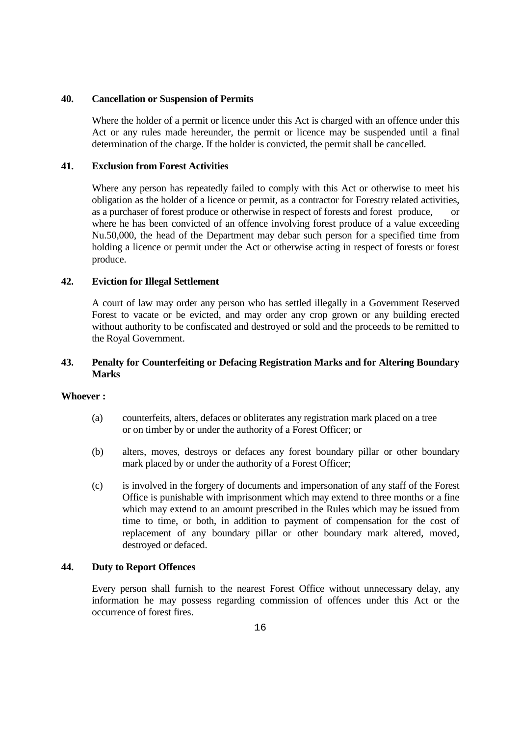#### 40. Cancellation or Suspension of Permits

Where the holder of a permit or licence under this Act is charged with an offence under this Act or any rules made hereunder, the permit or licence may be suspended until a final determination of the charge. If the holder is convicted, the permit shall be cancelled.

#### 41. Exclusion from Forest Activities

Where any person has repeatedly failed to comply with this Act or otherwise to meet his obligation as the holder of a licence or permit, as a contractor for Forestry related activities, as a purchaser of forest produce or otherwise in respect of forests and forest produce, or where he has been convicted of an offence involving forest produce of a value exceeding Nu.50,000, the head of the Department may debar such person for a specified time from holding a licence or permit under the Act or otherwise acting in respect of forests or forest produce.

#### 42. Eviction for Illegal Settlement

A court of law may order any person who has settled illegally in a Government Reserved Forest to vacate or be evicted, and may order any crop grown or any building erected without authority to be confiscated and destroyed or sold and the proceeds to be remitted to the Royal Government.

#### 43. Penalty for Counterfeiting or Defacing Registration Marks and for Altering Boundary Marks

**Whoever :**

(a) counterfeits, alters, defaces or obliterates any registration mark placed on a tree or on timber by or under the authority of a Forest Officer; or

(b) alters, moves, destroys or defaces any forest boundary pillar or other boundary mark placed by or under the authority of a Forest Officer;

(c) is involved in the forgery of documents and impersonation of any staff of the Forest Office is punishable with imprisonment which may extend to three months or a fine which may extend to an amount prescribed in the Rules which may be issued from time to time, or both, in addition to payment of compensation for the cost of replacement of any boundary pillar or other boundary mark altered, moved, destroyed or defaced.

#### 44. Duty to Report Offences

Every person shall furnish to the nearest Forest Office without unnecessary delay, any information he may possess regarding commission of offences under this Act or the occurrence of forest fires.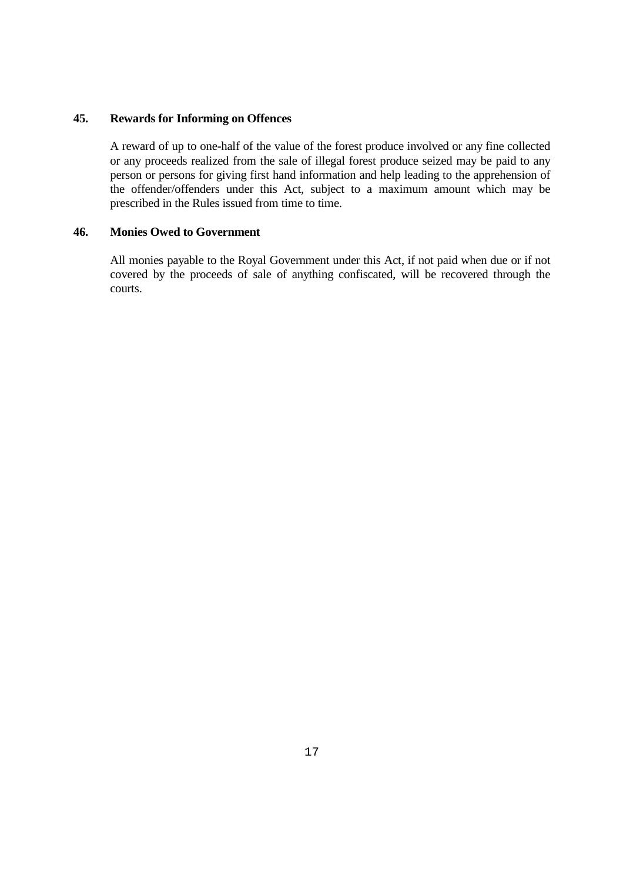### 45. Rewards for Informing on Offences

A reward of up to one-half of the value of the forest produce involved or any fine collected or any proceeds realized from the sale of illegal forest produce seized may be paid to any person or persons for giving first hand information and help leading to the apprehension of the offender/offenders under this Act, subject to a maximum amount which may be prescribed in the Rules issued from time to time.

### 46. Monies Owed to Government

All monies payable to the Royal Government under this Act, if not paid when due or if not covered by the proceeds of sale of anything confiscated, will be recovered through the courts.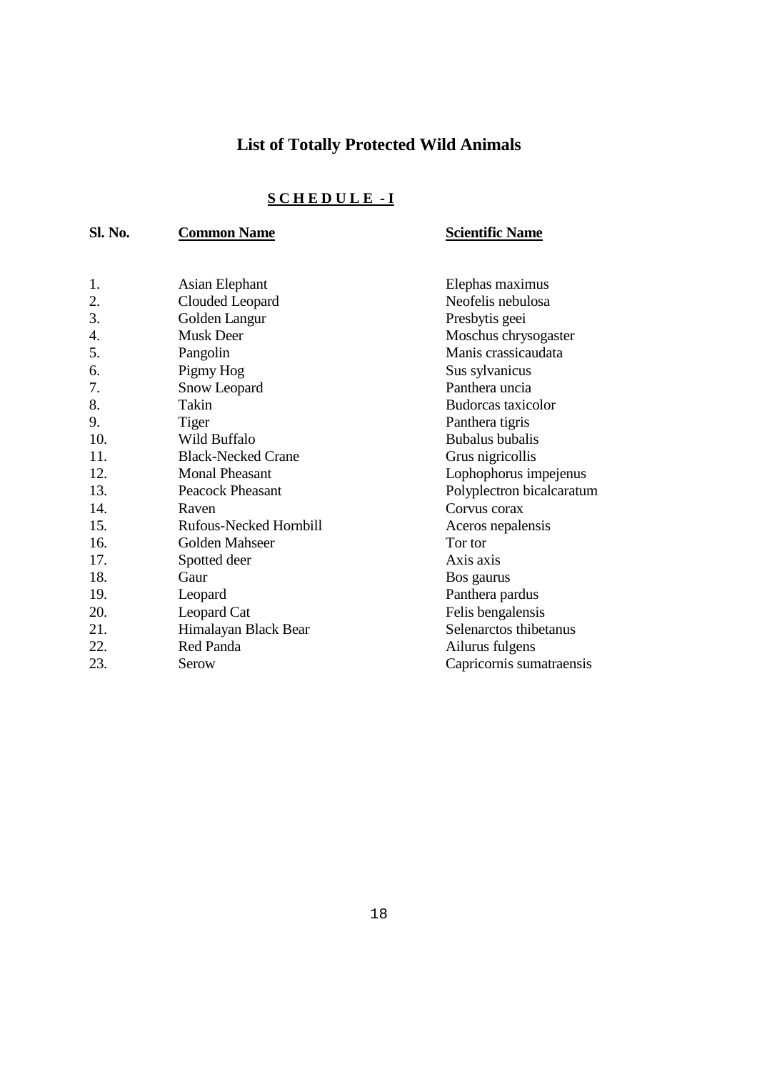# List of Totally Protected Wild Animals

## SCHEDULE - I

| Sl. No. | Common Name | Scientific Name |
|---|---|---|
| 1. | Asian Elephant | Elephas maximus |
| 2. | Clouded Leopard | Neofelis nebulosa |
| 3. | Golden Langur | Presbytis geei |
| 4. | Musk Deer | Moschus chrysogaster |
| 5. | Pangolin | Manis crassicaudata |
| 6. | Pigmy Hog | Sus sylvanicus |
| 7. | Snow Leopard | Panthera uncia |
| 8. | Takin | Budorcas taxicolor |
| 9. | Tiger | Panthera tigris |
| 10. | Wild Buffalo | Bubalus bubalis |
| 11. | Black-Necked Crane | Grus nigricollis |
| 12. | Monal Pheasant | Lophophorus impejenus |
| 13. | Peacock Pheasant | Polyplectron bicalcaratum |
| 14. | Raven | Corvus corax |
| 15. | Rufous-Necked Hornbill | Aceros nepalensis |
| 16. | Golden Mahseer | Tor tor |
| 17. | Spotted deer | Axis axis |
| 18. | Gaur | Bos gaurus |
| 19. | Leopard | Panthera pardus |
| 20. | Leopard Cat | Felis bengalensis |
| 21. | Himalayan Black Bear | Selenarctos thibetanus |
| 22. | Red Panda | Ailurus fulgens |
| 23. | Serow | Capricornis sumatraensis |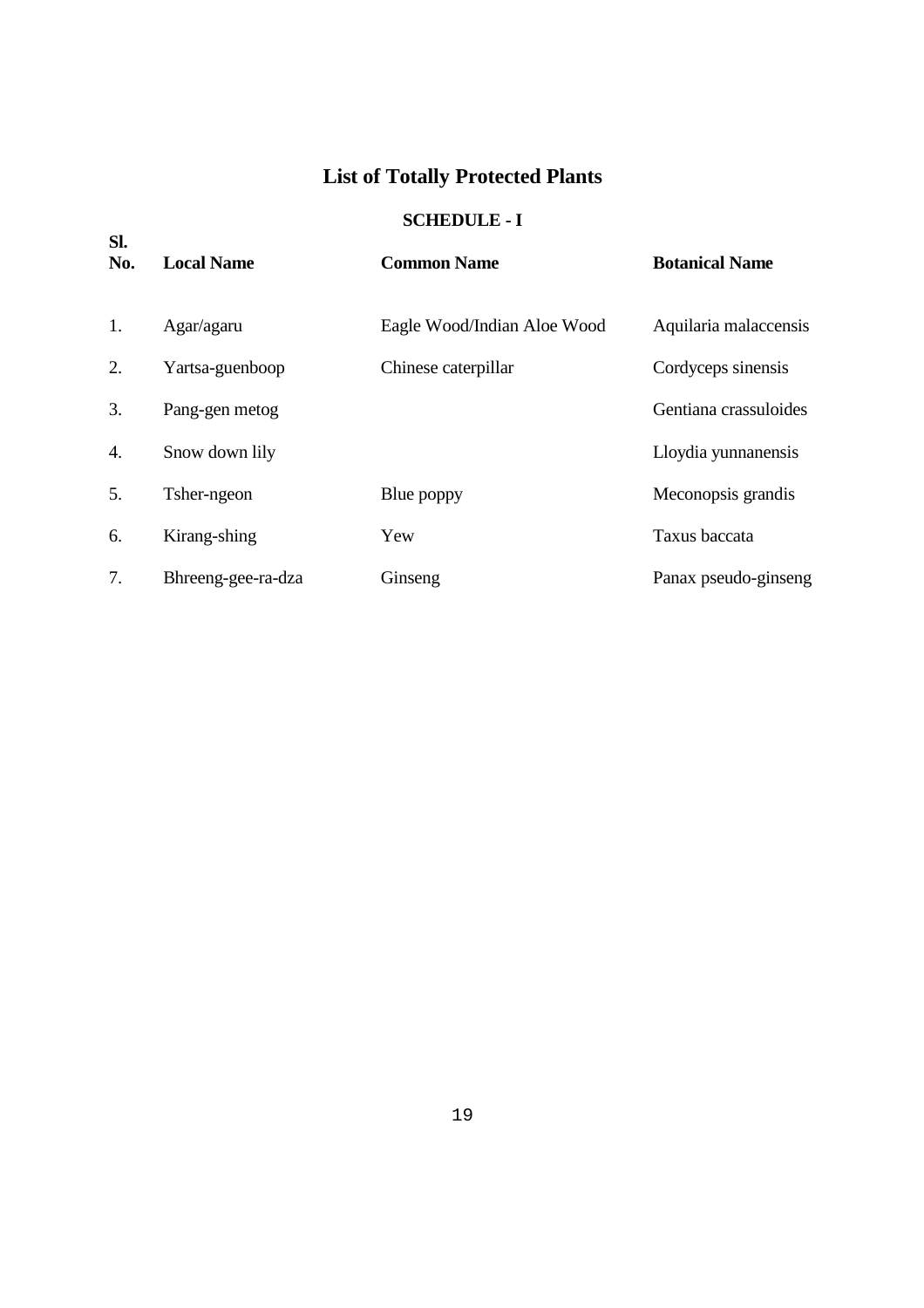# List of Totally Protected Plants

## SCHEDULE - I

| Sl. No. | Local Name | Common Name | Botanical Name |
|---|---|---|---|
| 1. | Agar/agaru | Eagle Wood/Indian Aloe Wood | Aquilaria malaccensis |
| 2. | Yartsa-guenboop | Chinese caterpillar | Cordyceps sinensis |
| 3. | Pang-gen metog | | Gentiana crassuloides |
| 4. | Snow down lily | | Lloydia yunnanensis |
| 5. | Tsher-ngeon | Blue poppy | Meconopsis grandis |
| 6. | Kirang-shing | Yew | Taxus baccata |
| 7. | Bhreeng-gee-ra-dza | Ginseng | Panax pseudo-ginseng |